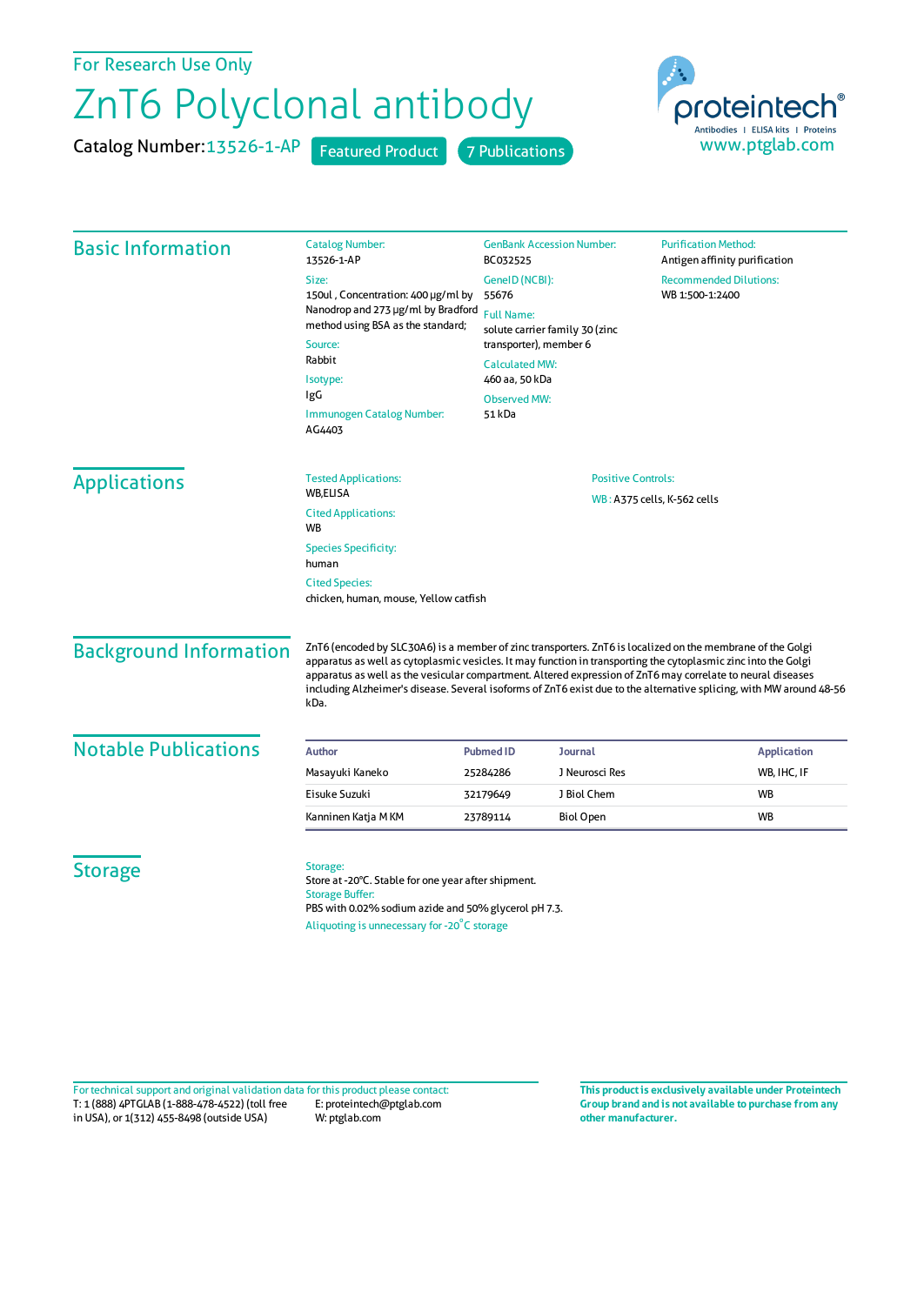For Research Use Only

# ZnT6 Polyclonal antibody

Catalog Number: 13526-1-AP    Featured Product    7 Publications

proteintech® Antibodies | ELISA kits | Proteins
www.ptglab.com

## Basic Information

Catalog Number:
13526-1-AP

Size:
150ul , Concentration: 400 μg/ml by Nanodrop and 273 μg/ml by Bradford method using BSA as the standard;

Source:
Rabbit

Isotype:
IgG

Immunogen Catalog Number:
AG4403

GenBank Accession Number:
BC032525

GeneID (NCBI):
55676

Full Name:
solute carrier family 30 (zinc transporter), member 6

Calculated MW:
460 aa, 50 kDa

Observed MW:
51 kDa

Purification Method:
Antigen affinity purification

Recommended Dilutions:
WB 1:500-1:2400

## Applications

Tested Applications:
WB,ELISA

Cited Applications:
WB

Species Specificity:
human

Cited Species:
chicken, human, mouse, Yellow catfish

Positive Controls:
WB : A375 cells, K-562 cells

## Background Information

ZnT6 (encoded by SLC30A6) is a member of zinc transporters. ZnT6 is localized on the membrane of the Golgi apparatus as well as cytoplasmic vesicles. It may function in transporting the cytoplasmic zinc into the Golgi apparatus as well as the vesicular compartment. Altered expression of ZnT6 may correlate to neural diseases including Alzheimer's disease. Several isoforms of ZnT6 exist due to the alternative splicing, with MW around 48-56 kDa.

## Notable Publications

| Author | Pubmed ID | Journal | Application |
| --- | --- | --- | --- |
| Masayuki Kaneko | 25284286 | J Neurosci Res | WB, IHC, IF |
| Eisuke Suzuki | 32179649 | J Biol Chem | WB |
| Kanninen Katja M KM | 23789114 | Biol Open | WB |

## Storage

Storage:
Store at -20°C. Stable for one year after shipment.

Storage Buffer:
PBS with 0.02% sodium azide and 50% glycerol pH 7.3.

Aliquoting is unnecessary for -20°C storage

For technical support and original validation data for this product please contact:
T: 1 (888) 4PTGLAB (1-888-478-4522) (toll free in USA), or 1(312) 455-8498 (outside USA)
E: proteintech@ptglab.com
W: ptglab.com

**This product is exclusively available under Proteintech Group brand and is not available to purchase from any other manufacturer.**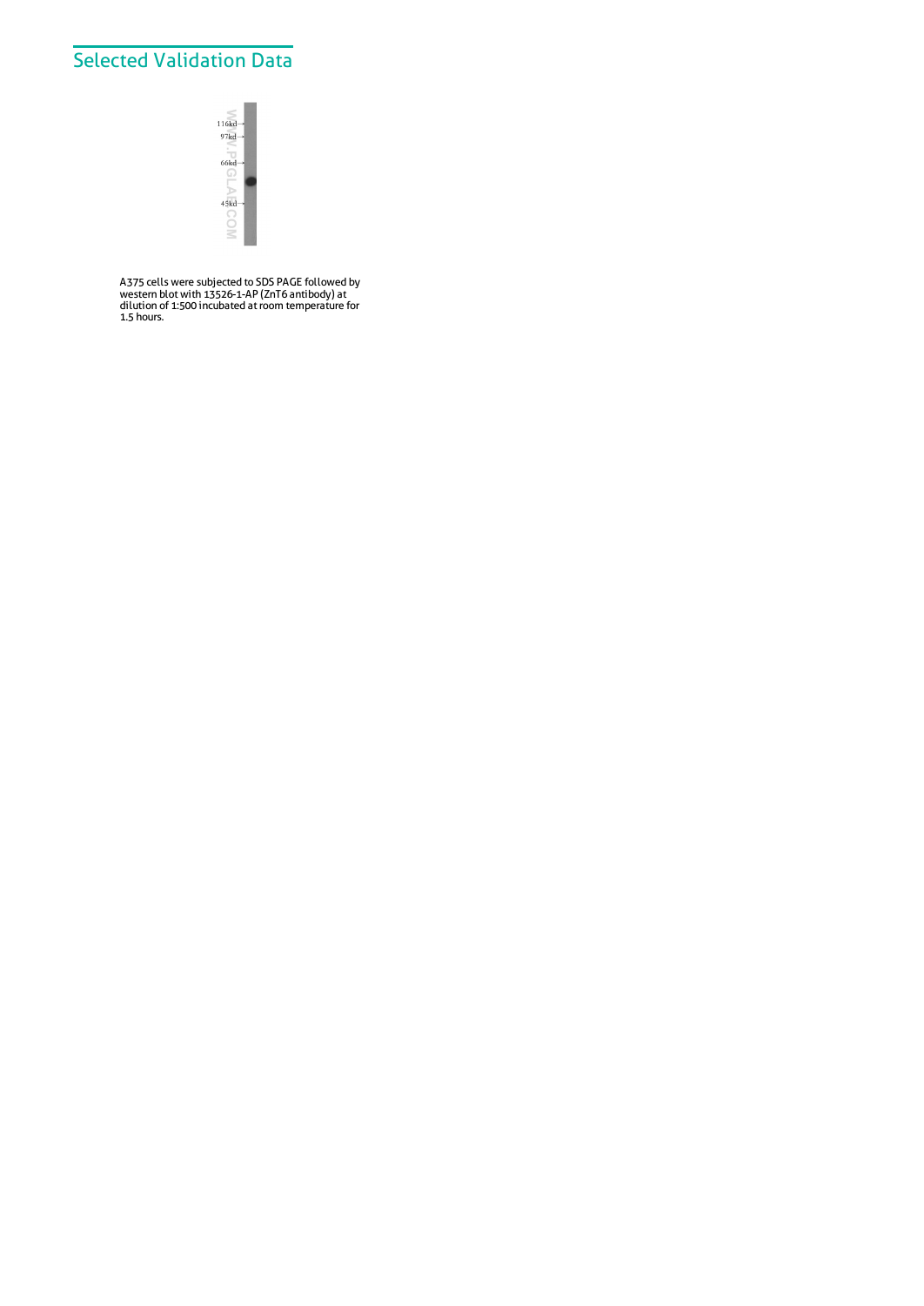## Selected Validation Data

116kd
97kd
66kd
45kd

A375 cells were subjected to SDS PAGE followed by western blot with 13526-1-AP (ZnT6 antibody) at dilution of 1:500 incubated at room temperature for 1.5 hours.